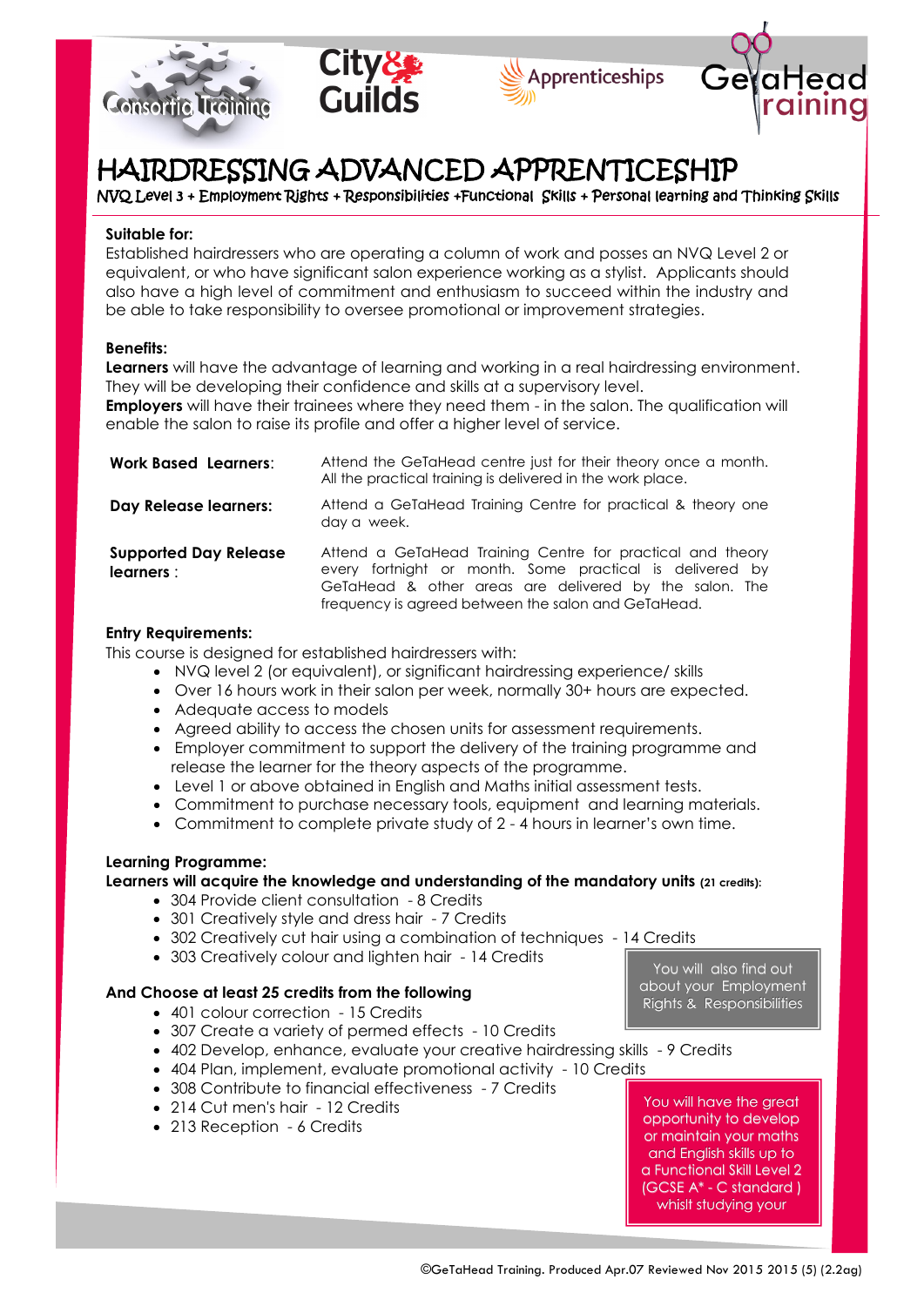Consortia Training | City & Guilds | Apprenticeships | GeTaHead Training

# HAIRDRESSING ADVANCED APPRENTICESHIP

NVQ Level 3 + Employment Rights + Responsibilities +Functional Skills + Personal learning and Thinking Skills

**Suitable for:**

Established hairdressers who are operating a column of work and posses an NVQ Level 2 or equivalent, or who have significant salon experience working as a stylist. Applicants should also have a high level of commitment and enthusiasm to succeed within the industry and be able to take responsibility to oversee promotional or improvement strategies.

**Benefits:**

**Learners** will have the advantage of learning and working in a real hairdressing environment. They will be developing their confidence and skills at a supervisory level.

**Employers** will have their trainees where they need them - in the salon. The qualification will enable the salon to raise its profile and offer a higher level of service.

| | |
|---|---|
| **Work Based Learners**: | Attend the GeTaHead centre just for their theory once a month. All the practical training is delivered in the work place. |
| **Day Release learners:** | Attend a GeTaHead Training Centre for practical & theory one day a week. |
| **Supported Day Release learners** : | Attend a GeTaHead Training Centre for practical and theory every fortnight or month. Some practical is delivered by GeTaHead & other areas are delivered by the salon. The frequency is agreed between the salon and GeTaHead. |

**Entry Requirements:**

This course is designed for established hairdressers with:

- NVQ level 2 (or equivalent), or significant hairdressing experience/ skills
- Over 16 hours work in their salon per week, normally 30+ hours are expected.
- Adequate access to models
- Agreed ability to access the chosen units for assessment requirements.
- Employer commitment to support the delivery of the training programme and release the learner for the theory aspects of the programme.
- Level 1 or above obtained in English and Maths initial assessment tests.
- Commitment to purchase necessary tools, equipment and learning materials.
- Commitment to complete private study of 2 - 4 hours in learner's own time.

**Learning Programme:**

**Learners will acquire the knowledge and understanding of the mandatory units (21 credits):**

- 304 Provide client consultation - 8 Credits
- 301 Creatively style and dress hair - 7 Credits
- 302 Creatively cut hair using a combination of techniques - 14 Credits
- 303 Creatively colour and lighten hair - 14 Credits

**And Choose at least 25 credits from the following**

- 401 colour correction - 15 Credits
- 307 Create a variety of permed effects - 10 Credits
- 402 Develop, enhance, evaluate your creative hairdressing skills - 9 Credits
- 404 Plan, implement, evaluate promotional activity - 10 Credits
- 308 Contribute to financial effectiveness - 7 Credits
- 214 Cut men's hair - 12 Credits
- 213 Reception - 6 Credits

You will also find out about your Employment Rights & Responsibilities

You will have the great opportunity to develop or maintain your maths and English skills up to a Functional Skill Level 2 (GCSE A* - C standard ) whilst studying your

©GeTaHead Training. Produced Apr.07 Reviewed Nov 2015 2015 (5) (2.2ag)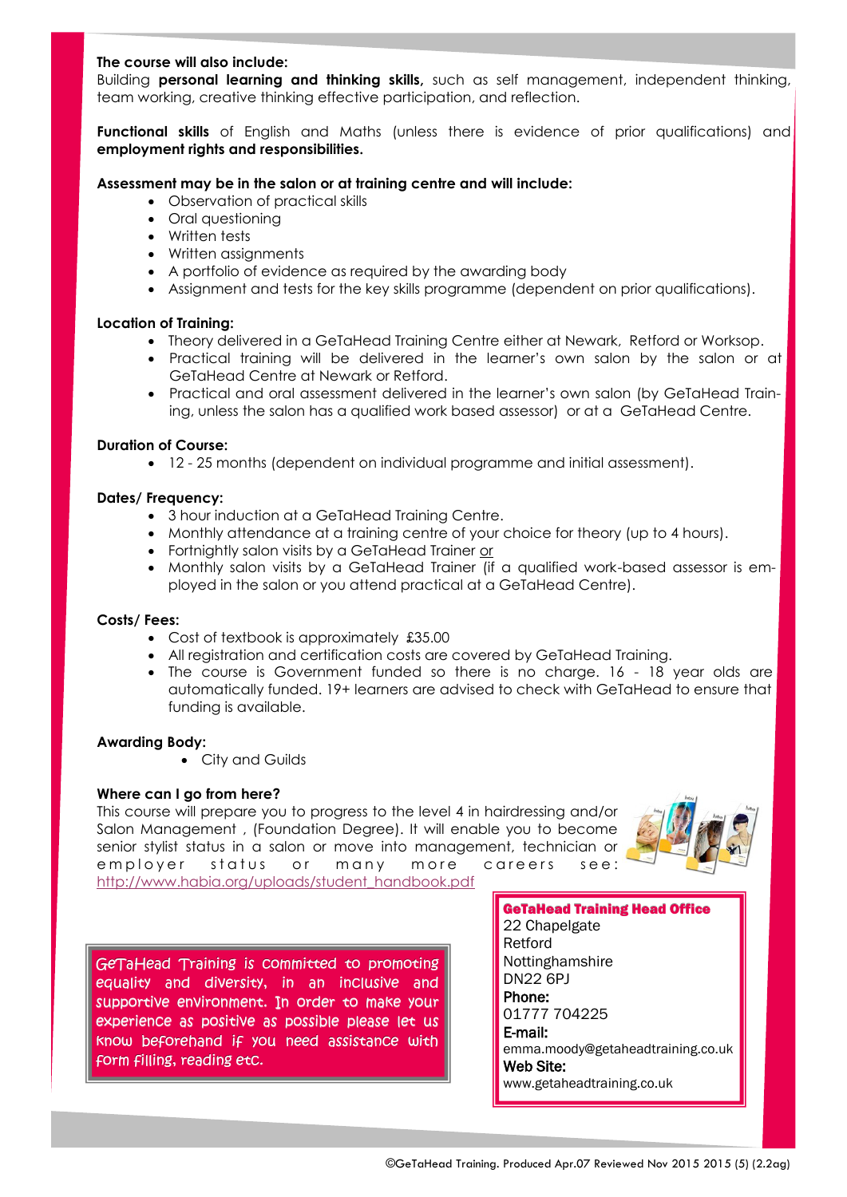**The course will also include:**
Building **personal learning and thinking skills,** such as self management, independent thinking, team working, creative thinking effective participation, and reflection.

**Functional skills** of English and Maths (unless there is evidence of prior qualifications) and **employment rights and responsibilities.**

**Assessment may be in the salon or at training centre and will include:**

- Observation of practical skills
- Oral questioning
- Written tests
- Written assignments
- A portfolio of evidence as required by the awarding body
- Assignment and tests for the key skills programme (dependent on prior qualifications).

**Location of Training:**

- Theory delivered in a GeTaHead Training Centre either at Newark, Retford or Worksop.
- Practical training will be delivered in the learner's own salon by the salon or at GeTaHead Centre at Newark or Retford.
- Practical and oral assessment delivered in the learner's own salon (by GeTaHead Training, unless the salon has a qualified work based assessor) or at a GeTaHead Centre.

**Duration of Course:**

- 12 - 25 months (dependent on individual programme and initial assessment).

**Dates/ Frequency:**

- 3 hour induction at a GeTaHead Training Centre.
- Monthly attendance at a training centre of your choice for theory (up to 4 hours).
- Fortnightly salon visits by a GeTaHead Trainer or
- Monthly salon visits by a GeTaHead Trainer (if a qualified work-based assessor is employed in the salon or you attend practical at a GeTaHead Centre).

**Costs/ Fees:**

- Cost of textbook is approximately £35.00
- All registration and certification costs are covered by GeTaHead Training.
- The course is Government funded so there is no charge. 16 - 18 year olds are automatically funded. 19+ learners are advised to check with GeTaHead to ensure that funding is available.

**Awarding Body:**

- City and Guilds

**Where can I go from here?**
This course will prepare you to progress to the level 4 in hairdressing and/or Salon Management , (Foundation Degree). It will enable you to become senior stylist status in a salon or move into management, technician or employer status or many more careers see: http://www.habia.org/uploads/student_handbook.pdf

GeTaHead Training is committed to promoting equality and diversity, in an inclusive and supportive environment. In order to make your experience as positive as possible please let us know beforehand if you need assistance with form filling, reading etc.

**GeTaHead Training Head Office**
22 Chapelgate
Retford
Nottinghamshire
DN22 6PJ
**Phone:**
01777 704225
**E-mail:**
emma.moody@getaheadtraining.co.uk
**Web Site:**
www.getaheadtraining.co.uk

©GeTaHead Training. Produced Apr.07 Reviewed Nov 2015 2015 (5) (2.2ag)